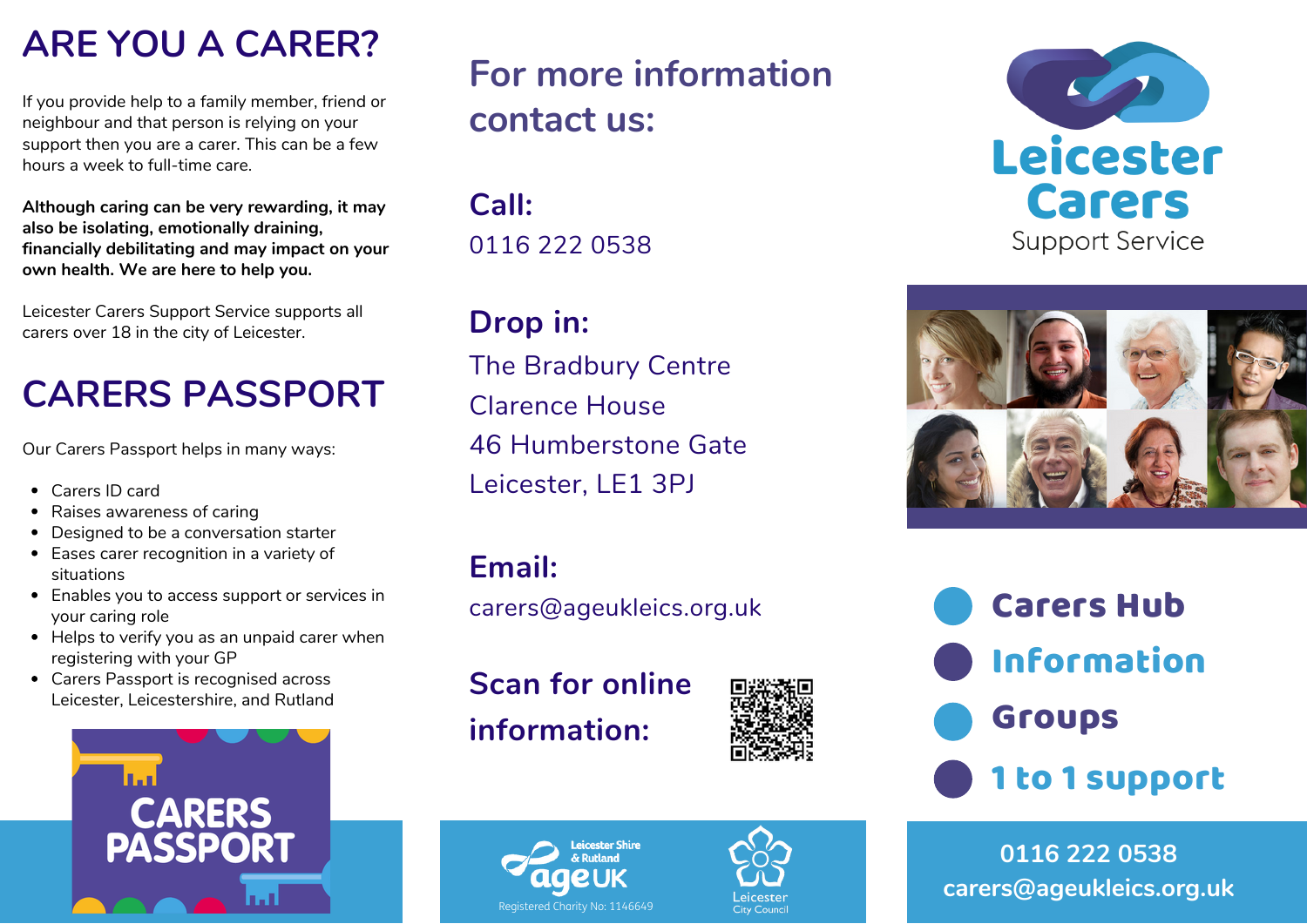# ARE YOU A CARER?

If you provide help to a family member, friend or neighbour and that person is relying on your support then you are a carer. This can be a few hours a week to full-time care.

**Although caring can be very rewarding, it may also be isolating, emotionally draining, financially debilitating and may impact on your own health. We are here to help you.**

Leicester Carers Support Service supports all carers over 18 in the city of Leicester.

# CARERS PASSPORT

Our Carers Passport helps in many ways:

- Carers ID card
- Raises awareness of caring
- Designed to be a conversation starter
- Eases carer recognition in a variety of situations
- Enables you to access support or services in your caring role
- Helps to verify you as an unpaid carer when registering with your GP
- Carers Passport is recognised across Leicester, Leicestershire, and Rutland

CARERS PASSPORT

## For more information contact us:

**Call:**

0116 222 0538

**Drop in:**

The Bradbury Centre
Clarence House
46 Humberstone Gate
Leicester, LE1 3PJ

**Email:**

carers@ageukleics.org.uk

**Scan for online information:**

Leicester Shire & Rutland ageUK
Registered Charity No: 1146649

Leicester City Council

# Leicester Carers
Support Service

- **Carers Hub**
- **Information**
- **Groups**
- **1 to 1 support**

0116 222 0538
carers@ageukleics.org.uk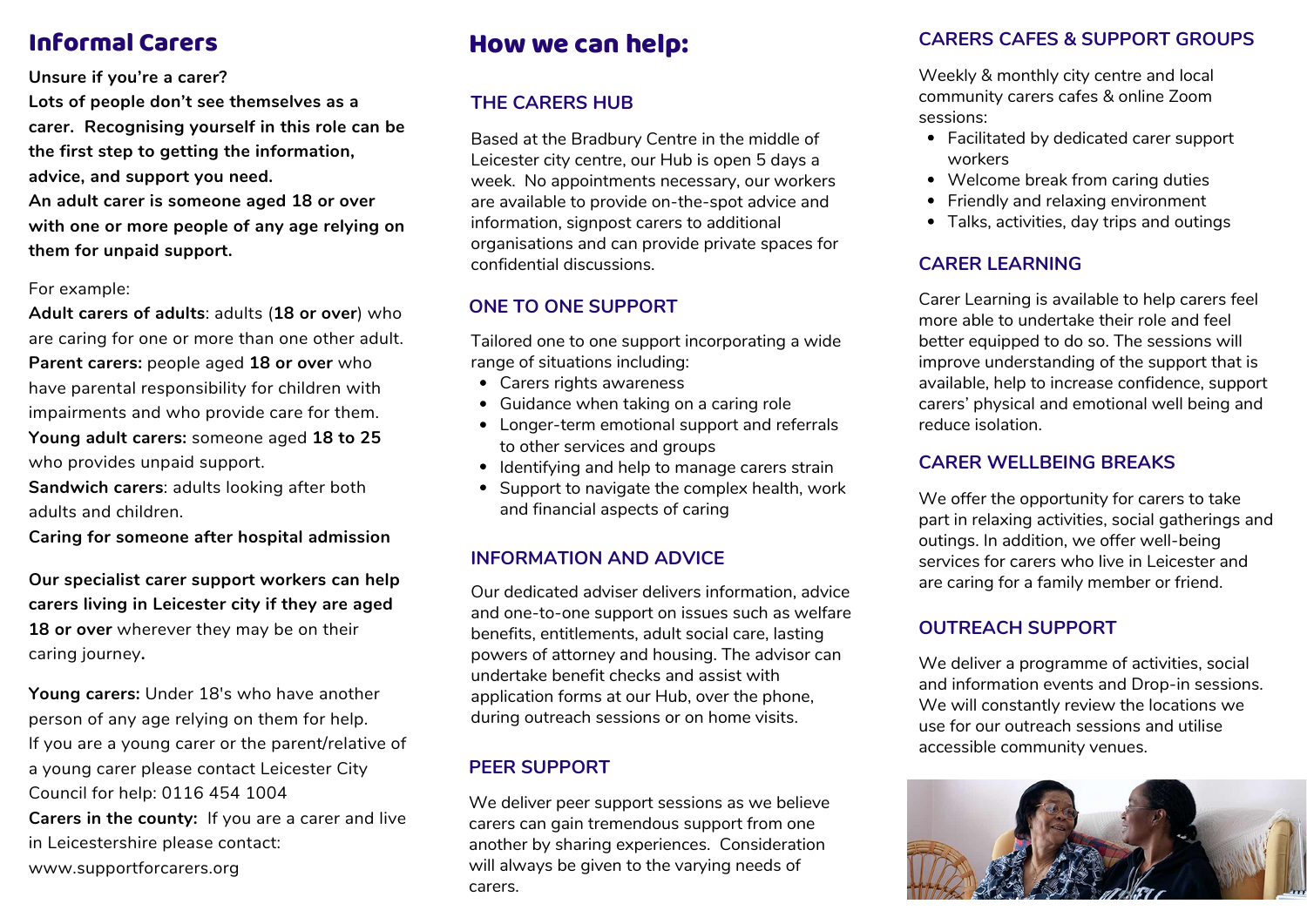## Informal Carers

**Unsure if you're a carer?**
**Lots of people don't see themselves as a carer. Recognising yourself in this role can be the first step to getting the information, advice, and support you need.**
**An adult carer is someone aged 18 or over with one or more people of any age relying on them for unpaid support.**

For example:
**Adult carers of adults**: adults (**18 or over**) who are caring for one or more than one other adult.
**Parent carers:** people aged **18 or over** who have parental responsibility for children with impairments and who provide care for them.
**Young adult carers:** someone aged **18 to 25** who provides unpaid support.
**Sandwich carers**: adults looking after both adults and children.
**Caring for someone after hospital admission**

**Our specialist carer support workers can help carers living in Leicester city if they are aged 18 or over** wherever they may be on their caring journey**.**

**Young carers:** Under 18's who have another person of any age relying on them for help.
If you are a young carer or the parent/relative of a young carer please contact Leicester City Council for help: 0116 454 1004
**Carers in the county:** If you are a carer and live in Leicestershire please contact: www.supportforcarers.org

## How we can help:

### THE CARERS HUB

Based at the Bradbury Centre in the middle of Leicester city centre, our Hub is open 5 days a week. No appointments necessary, our workers are available to provide on-the-spot advice and information, signpost carers to additional organisations and can provide private spaces for confidential discussions.

### ONE TO ONE SUPPORT

Tailored one to one support incorporating a wide range of situations including:

- Carers rights awareness
- Guidance when taking on a caring role
- Longer-term emotional support and referrals to other services and groups
- Identifying and help to manage carers strain
- Support to navigate the complex health, work and financial aspects of caring

### INFORMATION AND ADVICE

Our dedicated adviser delivers information, advice and one-to-one support on issues such as welfare benefits, entitlements, adult social care, lasting powers of attorney and housing. The advisor can undertake benefit checks and assist with application forms at our Hub, over the phone, during outreach sessions or on home visits.

### PEER SUPPORT

We deliver peer support sessions as we believe carers can gain tremendous support from one another by sharing experiences. Consideration will always be given to the varying needs of carers.

### CARERS CAFES & SUPPORT GROUPS

Weekly & monthly city centre and local community carers cafes & online Zoom sessions:

- Facilitated by dedicated carer support workers
- Welcome break from caring duties
- Friendly and relaxing environment
- Talks, activities, day trips and outings

### CARER LEARNING

Carer Learning is available to help carers feel more able to undertake their role and feel better equipped to do so. The sessions will improve understanding of the support that is available, help to increase confidence, support carers' physical and emotional well being and reduce isolation.

### CARER WELLBEING BREAKS

We offer the opportunity for carers to take part in relaxing activities, social gatherings and outings. In addition, we offer well-being services for carers who live in Leicester and are caring for a family member or friend.

### OUTREACH SUPPORT

We deliver a programme of activities, social and information events and Drop-in sessions. We will constantly review the locations we use for our outreach sessions and utilise accessible community venues.